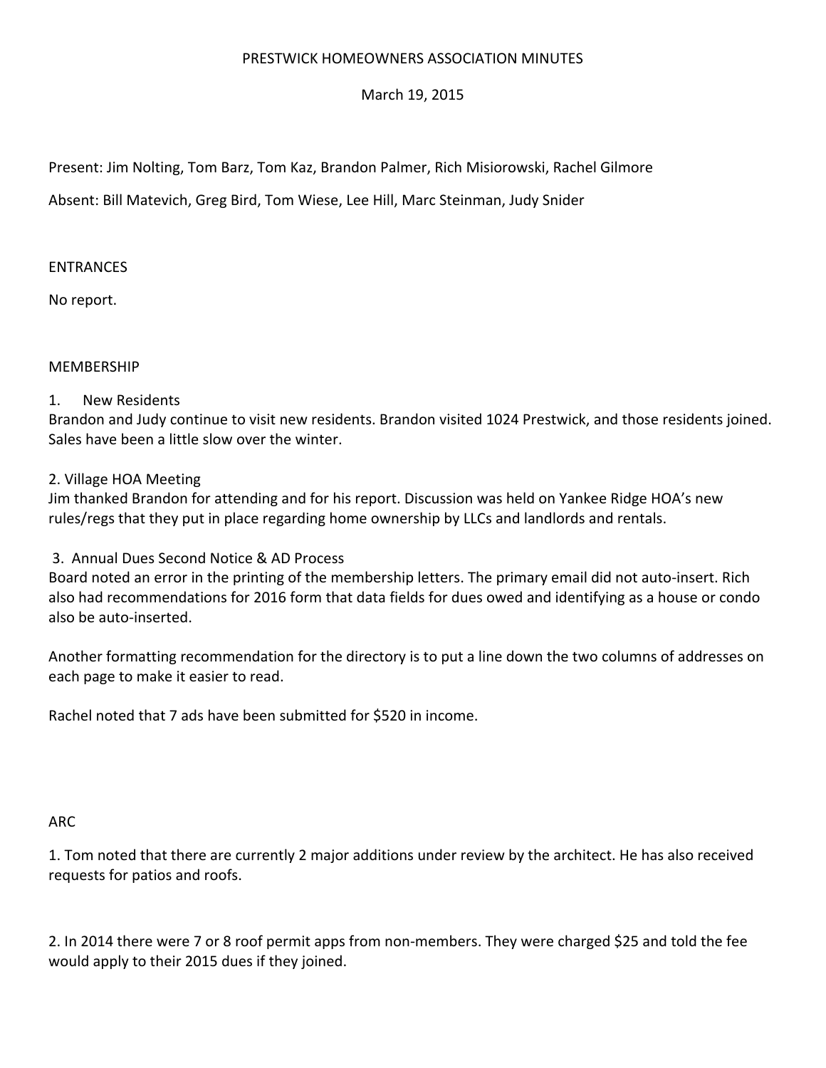# PRESTWICK HOMEOWNERS ASSOCIATION MINUTES

March 19, 2015

Present: Jim Nolting, Tom Barz, Tom Kaz, Brandon Palmer, Rich Misiorowski, Rachel Gilmore

Absent: Bill Matevich, Greg Bird, Tom Wiese, Lee Hill, Marc Steinman, Judy Snider

## ENTRANCES

No report.

## MEMBERSHIP

1. New Residents

Brandon and Judy continue to visit new residents. Brandon visited 1024 Prestwick, and those residents joined. Sales have been a little slow over the winter.

2. Village HOA Meeting

Jim thanked Brandon for attending and for his report. Discussion was held on Yankee Ridge HOA's new rules/regs that they put in place regarding home ownership by LLCs and landlords and rentals.

3. Annual Dues Second Notice & AD Process

Board noted an error in the printing of the membership letters. The primary email did not auto-insert. Rich also had recommendations for 2016 form that data fields for dues owed and identifying as a house or condo also be auto-inserted.

Another formatting recommendation for the directory is to put a line down the two columns of addresses on each page to make it easier to read.

Rachel noted that 7 ads have been submitted for $520 in income.

## ARC

1. Tom noted that there are currently 2 major additions under review by the architect. He has also received requests for patios and roofs.

2. In 2014 there were 7 or 8 roof permit apps from non-members. They were charged $25 and told the fee would apply to their 2015 dues if they joined.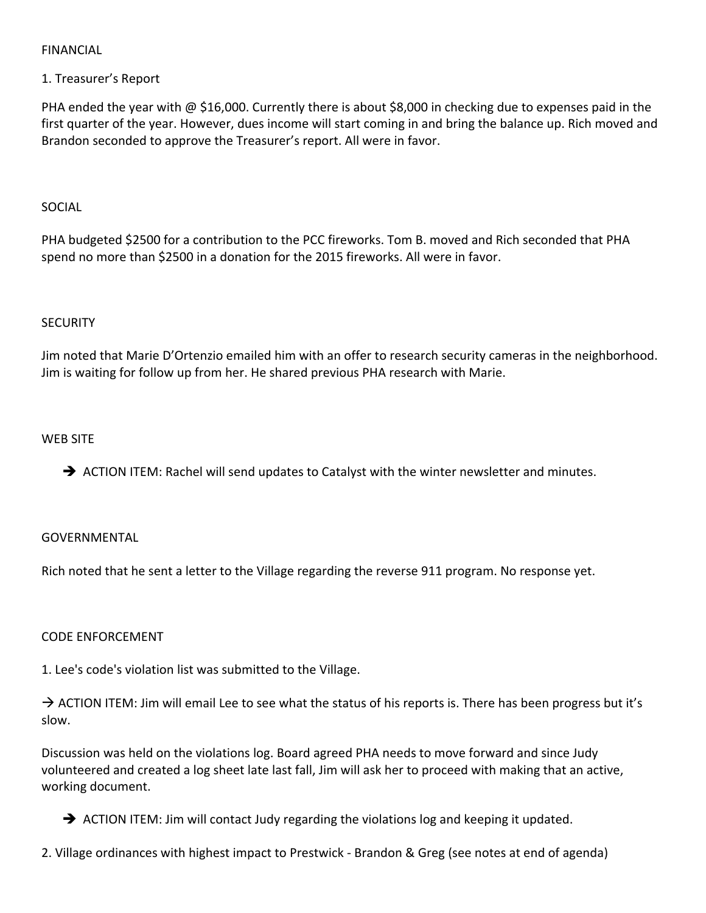## FINANCIAL

1. Treasurer's Report

PHA ended the year with @ $16,000. Currently there is about $8,000 in checking due to expenses paid in the first quarter of the year. However, dues income will start coming in and bring the balance up. Rich moved and Brandon seconded to approve the Treasurer's report. All were in favor.

## SOCIAL

PHA budgeted $2500 for a contribution to the PCC fireworks. Tom B. moved and Rich seconded that PHA spend no more than $2500 in a donation for the 2015 fireworks. All were in favor.

## SECURITY

Jim noted that Marie D'Ortenzio emailed him with an offer to research security cameras in the neighborhood. Jim is waiting for follow up from her. He shared previous PHA research with Marie.

## WEB SITE

- ➔ ACTION ITEM: Rachel will send updates to Catalyst with the winter newsletter and minutes.

## GOVERNMENTAL

Rich noted that he sent a letter to the Village regarding the reverse 911 program. No response yet.

## CODE ENFORCEMENT

1. Lee's code's violation list was submitted to the Village.

→ ACTION ITEM: Jim will email Lee to see what the status of his reports is. There has been progress but it's slow.

Discussion was held on the violations log. Board agreed PHA needs to move forward and since Judy volunteered and created a log sheet late last fall, Jim will ask her to proceed with making that an active, working document.

- ➔ ACTION ITEM: Jim will contact Judy regarding the violations log and keeping it updated.

2. Village ordinances with highest impact to Prestwick - Brandon & Greg (see notes at end of agenda)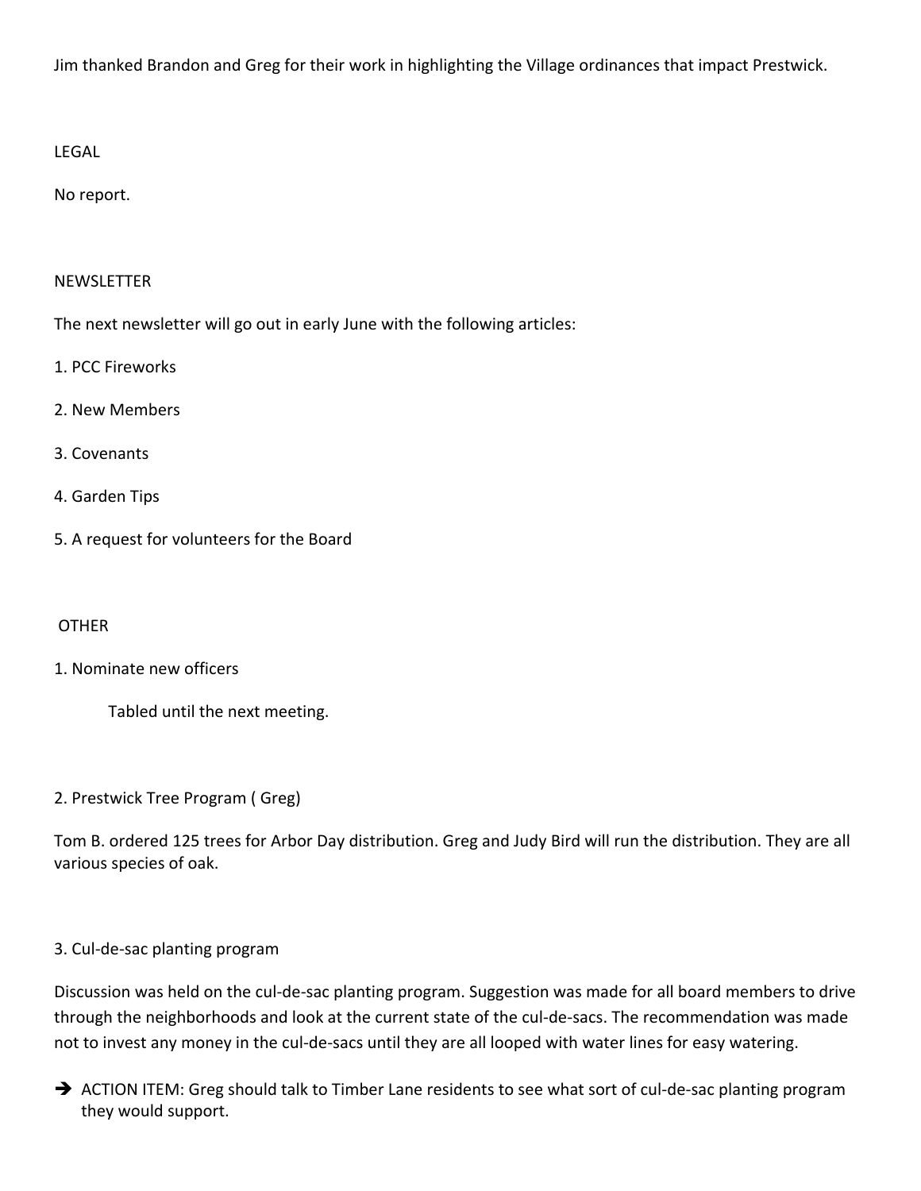Jim thanked Brandon and Greg for their work in highlighting the Village ordinances that impact Prestwick.

## LEGAL

No report.

## NEWSLETTER

The next newsletter will go out in early June with the following articles:

1. PCC Fireworks
2. New Members
3. Covenants
4. Garden Tips
5. A request for volunteers for the Board

## OTHER

1. Nominate new officers

   Tabled until the next meeting.

2. Prestwick Tree Program ( Greg)

Tom B. ordered 125 trees for Arbor Day distribution. Greg and Judy Bird will run the distribution. They are all various species of oak.

3. Cul-de-sac planting program

Discussion was held on the cul-de-sac planting program. Suggestion was made for all board members to drive through the neighborhoods and look at the current state of the cul-de-sacs. The recommendation was made not to invest any money in the cul-de-sacs until they are all looped with water lines for easy watering.

➔ ACTION ITEM: Greg should talk to Timber Lane residents to see what sort of cul-de-sac planting program they would support.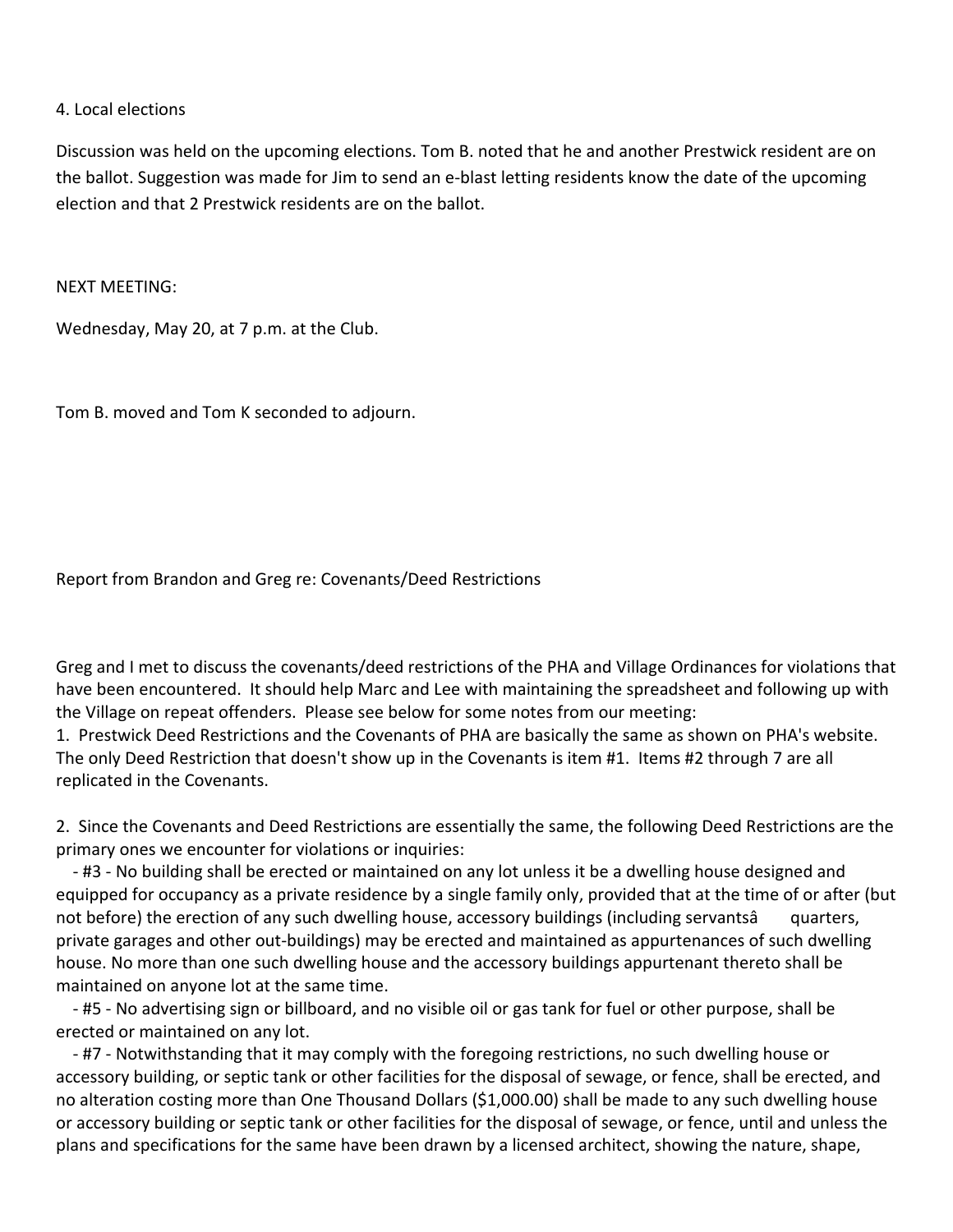4. Local elections

Discussion was held on the upcoming elections. Tom B. noted that he and another Prestwick resident are on the ballot. Suggestion was made for Jim to send an e-blast letting residents know the date of the upcoming election and that 2 Prestwick residents are on the ballot.

NEXT MEETING:

Wednesday, May 20, at 7 p.m. at the Club.

Tom B. moved and Tom K seconded to adjourn.

Report from Brandon and Greg re: Covenants/Deed Restrictions

Greg and I met to discuss the covenants/deed restrictions of the PHA and Village Ordinances for violations that have been encountered. It should help Marc and Lee with maintaining the spreadsheet and following up with the Village on repeat offenders. Please see below for some notes from our meeting:

1. Prestwick Deed Restrictions and the Covenants of PHA are basically the same as shown on PHA's website. The only Deed Restriction that doesn't show up in the Covenants is item #1. Items #2 through 7 are all replicated in the Covenants.

2. Since the Covenants and Deed Restrictions are essentially the same, the following Deed Restrictions are the primary ones we encounter for violations or inquiries:
   - #3 - No building shall be erected or maintained on any lot unless it be a dwelling house designed and equipped for occupancy as a private residence by a single family only, provided that at the time of or after (but not before) the erection of any such dwelling house, accessory buildings (including servantsâ quarters, private garages and other out-buildings) may be erected and maintained as appurtenances of such dwelling house. No more than one such dwelling house and the accessory buildings appurtenant thereto shall be maintained on anyone lot at the same time.
   - #5 - No advertising sign or billboard, and no visible oil or gas tank for fuel or other purpose, shall be erected or maintained on any lot.
   - #7 - Notwithstanding that it may comply with the foregoing restrictions, no such dwelling house or accessory building, or septic tank or other facilities for the disposal of sewage, or fence, shall be erected, and no alteration costing more than One Thousand Dollars ($1,000.00) shall be made to any such dwelling house or accessory building or septic tank or other facilities for the disposal of sewage, or fence, until and unless the plans and specifications for the same have been drawn by a licensed architect, showing the nature, shape,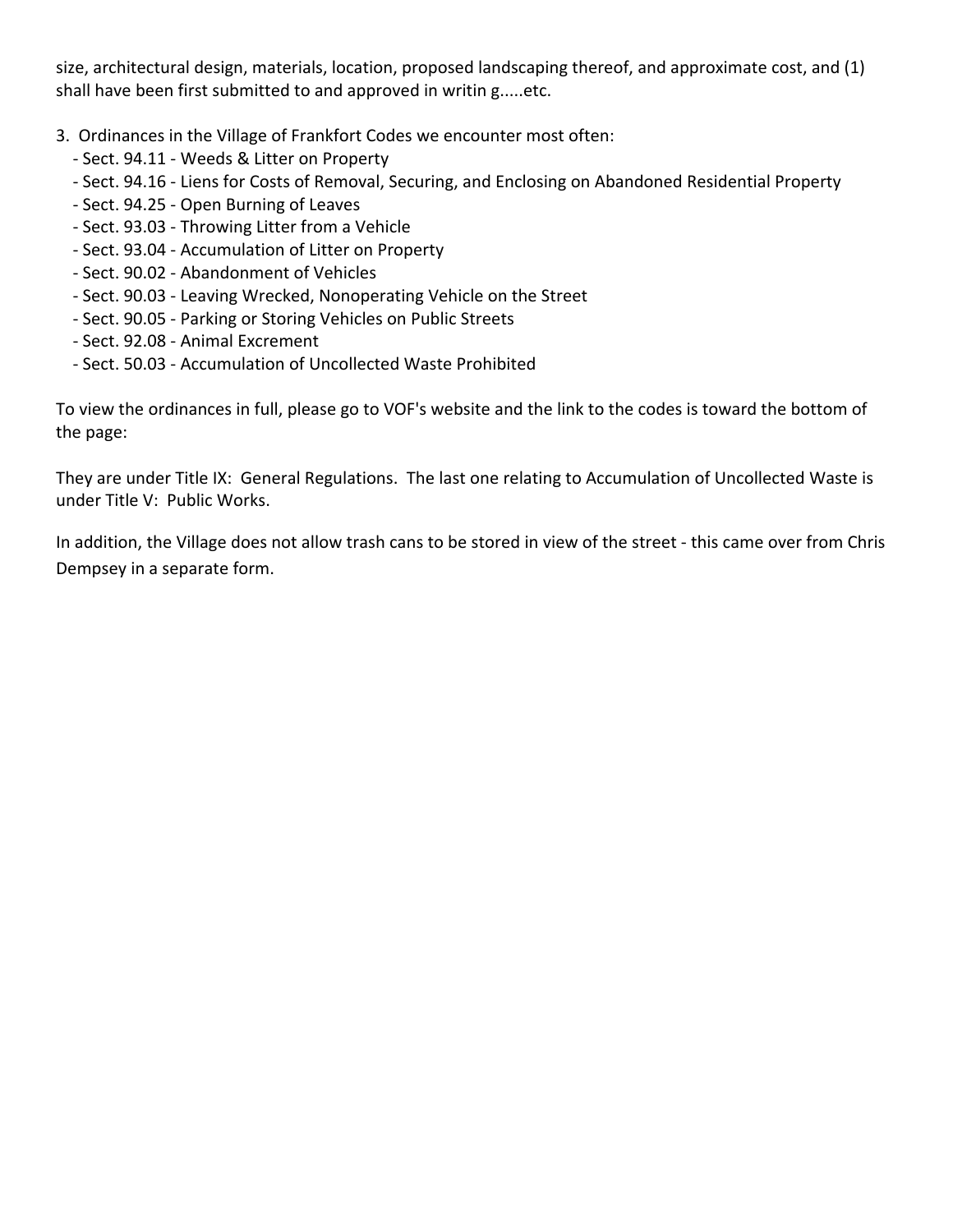size, architectural design, materials, location, proposed landscaping thereof, and approximate cost, and (1) shall have been first submitted to and approved in writin g.....etc.

3. Ordinances in the Village of Frankfort Codes we encounter most often:
   - Sect. 94.11 - Weeds & Litter on Property
   - Sect. 94.16 - Liens for Costs of Removal, Securing, and Enclosing on Abandoned Residential Property
   - Sect. 94.25 - Open Burning of Leaves
   - Sect. 93.03 - Throwing Litter from a Vehicle
   - Sect. 93.04 - Accumulation of Litter on Property
   - Sect. 90.02 - Abandonment of Vehicles
   - Sect. 90.03 - Leaving Wrecked, Nonoperating Vehicle on the Street
   - Sect. 90.05 - Parking or Storing Vehicles on Public Streets
   - Sect. 92.08 - Animal Excrement
   - Sect. 50.03 - Accumulation of Uncollected Waste Prohibited

To view the ordinances in full, please go to VOF's website and the link to the codes is toward the bottom of the page:

They are under Title IX: General Regulations. The last one relating to Accumulation of Uncollected Waste is under Title V: Public Works.

In addition, the Village does not allow trash cans to be stored in view of the street - this came over from Chris Dempsey in a separate form.